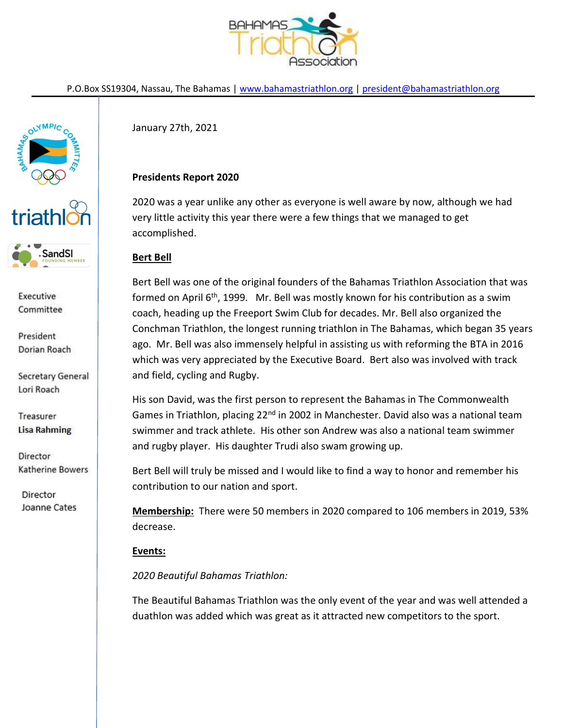P.O.Box SS19304, Nassau, The Bahamas | www.bahamastriathlon.org | president@bahamastriathlon.org

Executive Committee

President
Dorian Roach

Secretary General
Lori Roach

Treasurer
Lisa Rahming

Director
Katherine Bowers

Director
Joanne Cates

January 27th, 2021

**Presidents Report 2020**

2020 was a year unlike any other as everyone is well aware by now, although we had very little activity this year there were a few things that we managed to get accomplished.

**Bert Bell**

Bert Bell was one of the original founders of the Bahamas Triathlon Association that was formed on April 6th, 1999. Mr. Bell was mostly known for his contribution as a swim coach, heading up the Freeport Swim Club for decades. Mr. Bell also organized the Conchman Triathlon, the longest running triathlon in The Bahamas, which began 35 years ago. Mr. Bell was also immensely helpful in assisting us with reforming the BTA in 2016 which was very appreciated by the Executive Board. Bert also was involved with track and field, cycling and Rugby.

His son David, was the first person to represent the Bahamas in The Commonwealth Games in Triathlon, placing 22nd in 2002 in Manchester. David also was a national team swimmer and track athlete. His other son Andrew was also a national team swimmer and rugby player. His daughter Trudi also swam growing up.

Bert Bell will truly be missed and I would like to find a way to honor and remember his contribution to our nation and sport.

**Membership:** There were 50 members in 2020 compared to 106 members in 2019, 53% decrease.

**Events:**

*2020 Beautiful Bahamas Triathlon:*

The Beautiful Bahamas Triathlon was the only event of the year and was well attended a duathlon was added which was great as it attracted new competitors to the sport.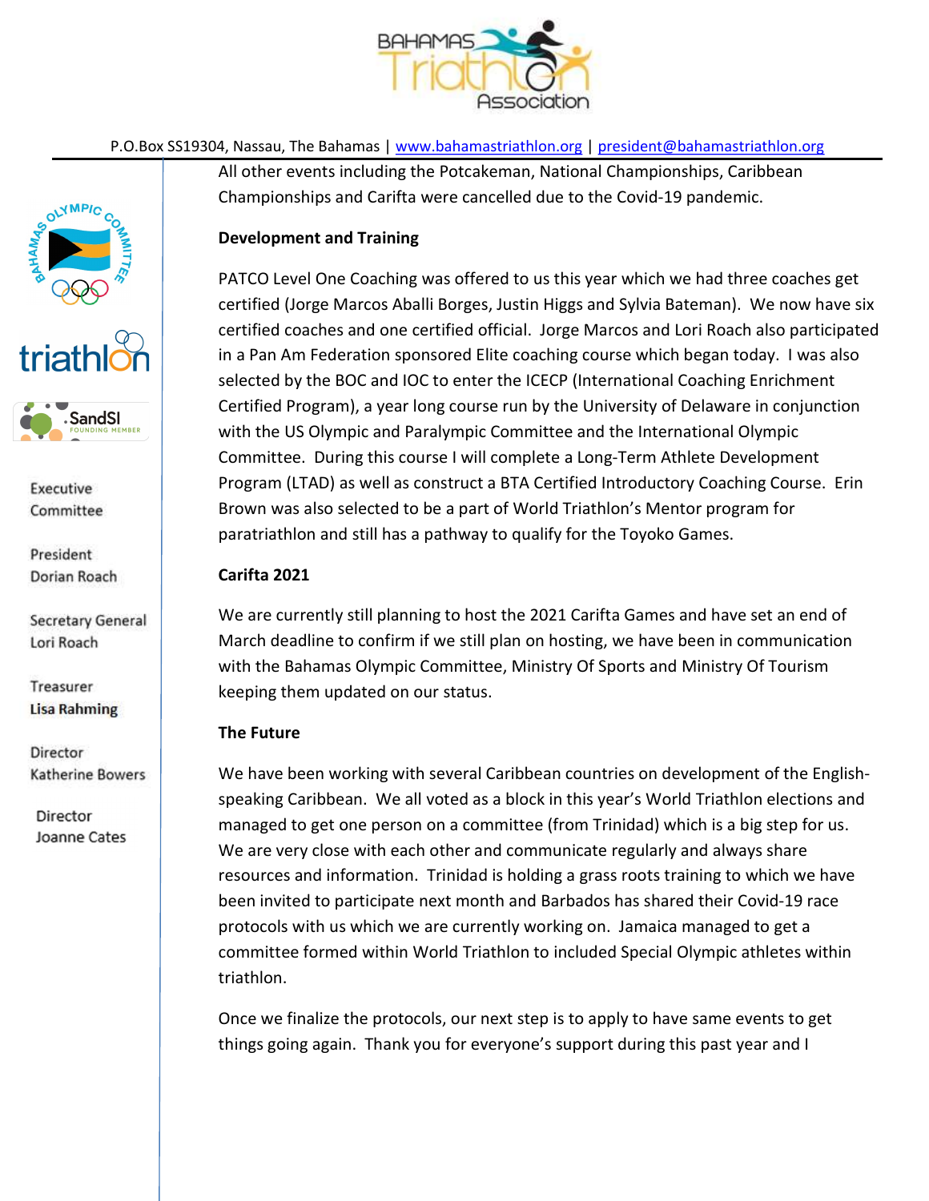All other events including the Potcakeman, National Championships, Caribbean Championships and Carifta were cancelled due to the Covid-19 pandemic.

**Development and Training**

PATCO Level One Coaching was offered to us this year which we had three coaches get certified (Jorge Marcos Aballi Borges, Justin Higgs and Sylvia Bateman). We now have six certified coaches and one certified official. Jorge Marcos and Lori Roach also participated in a Pan Am Federation sponsored Elite coaching course which began today. I was also selected by the BOC and IOC to enter the ICECP (International Coaching Enrichment Certified Program), a year long course run by the University of Delaware in conjunction with the US Olympic and Paralympic Committee and the International Olympic Committee. During this course I will complete a Long-Term Athlete Development Program (LTAD) as well as construct a BTA Certified Introductory Coaching Course. Erin Brown was also selected to be a part of World Triathlon's Mentor program for paratriathlon and still has a pathway to qualify for the Toyoko Games.

**Carifta 2021**

We are currently still planning to host the 2021 Carifta Games and have set an end of March deadline to confirm if we still plan on hosting, we have been in communication with the Bahamas Olympic Committee, Ministry Of Sports and Ministry Of Tourism keeping them updated on our status.

**The Future**

We have been working with several Caribbean countries on development of the English-speaking Caribbean. We all voted as a block in this year's World Triathlon elections and managed to get one person on a committee (from Trinidad) which is a big step for us. We are very close with each other and communicate regularly and always share resources and information. Trinidad is holding a grass roots training to which we have been invited to participate next month and Barbados has shared their Covid-19 race protocols with us which we are currently working on. Jamaica managed to get a committee formed within World Triathlon to included Special Olympic athletes within triathlon.

Once we finalize the protocols, our next step is to apply to have same events to get things going again. Thank you for everyone's support during this past year and I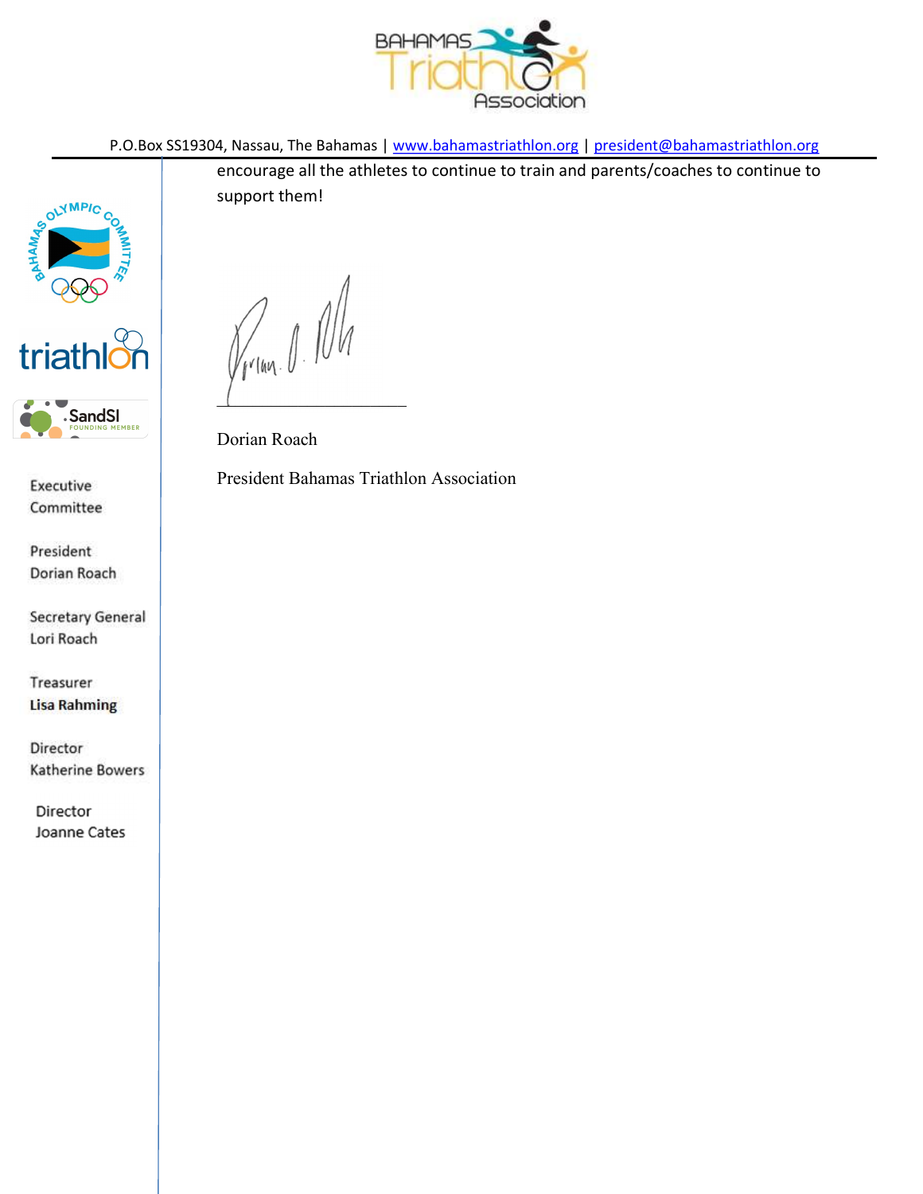P.O.Box SS19304, Nassau, The Bahamas | www.bahamastriathlon.org | president@bahamastriathlon.org

encourage all the athletes to continue to train and parents/coaches to continue to support them!

Dorian Roach

President Bahamas Triathlon Association

Executive Committee

President
Dorian Roach

Secretary General
Lori Roach

Treasurer
**Lisa Rahming**

Director
Katherine Bowers

Director
Joanne Cates